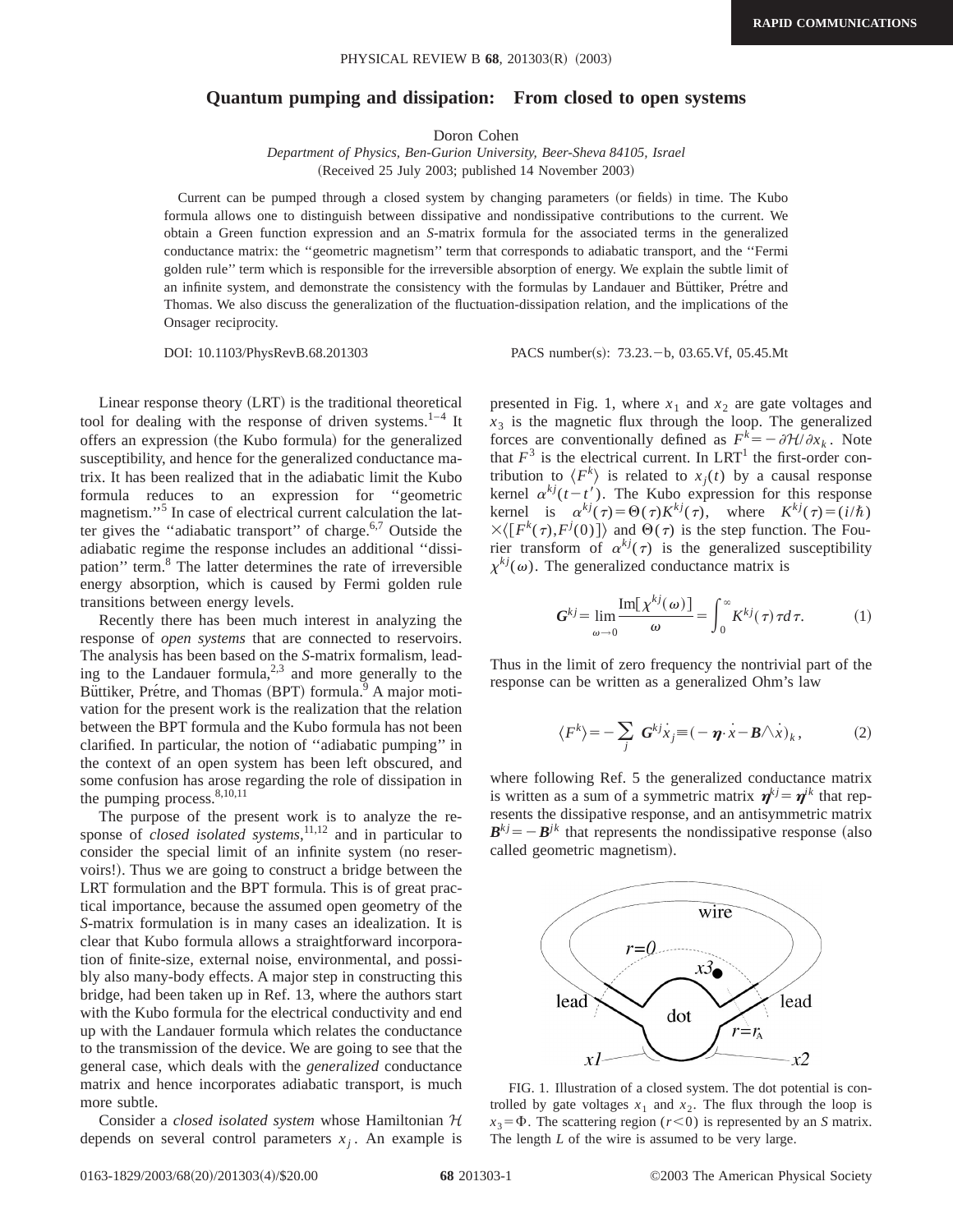# Quantum pumping and dissipation: From closed to open systems

Doron Cohen

*Department of Physics, Ben-Gurion University, Beer-Sheva 84105, Israel*

(Received 25 July 2003; published 14 November 2003)

Current can be pumped through a closed system by changing parameters (or fields) in time. The Kubo formula allows one to distinguish between dissipative and nondissipative contributions to the current. We obtain a Green function expression and an *S*-matrix formula for the associated terms in the generalized conductance matrix: the ''geometric magnetism'' term that corresponds to adiabatic transport, and the ''Fermi golden rule'' term which is responsible for the irreversible absorption of energy. We explain the subtle limit of an infinite system, and demonstrate the consistency with the formulas by Landauer and Büttiker, Prétre and Thomas. We also discuss the generalization of the fluctuation-dissipation relation, and the implications of the Onsager reciprocity.

DOI: 10.1103/PhysRevB.68.201303 PACS number(s): 73.23.−b, 03.65.Vf, 05.45.Mt

Linear response theory (LRT) is the traditional theoretical tool for dealing with the response of driven systems.[1–4] It offers an expression (the Kubo formula) for the generalized susceptibility, and hence for the generalized conductance matrix. It has been realized that in the adiabatic limit the Kubo formula reduces to an expression for ''geometric magnetism.''[5] In case of electrical current calculation the latter gives the ''adiabatic transport'' of charge.[6,7] Outside the adiabatic regime the response includes an additional ''dissipation'' term.[8] The latter determines the rate of irreversible energy absorption, which is caused by Fermi golden rule transitions between energy levels.

Recently there has been much interest in analyzing the response of *open systems* that are connected to reservoirs. The analysis has been based on the *S*-matrix formalism, leading to the Landauer formula,[2,3] and more generally to the Büttiker, Prétre, and Thomas (BPT) formula.[9] A major motivation for the present work is the realization that the relation between the BPT formula and the Kubo formula has not been clarified. In particular, the notion of ''adiabatic pumping'' in the context of an open system has been left obscured, and some confusion has arose regarding the role of dissipation in the pumping process.[8,10,11]

The purpose of the present work is to analyze the response of *closed isolated systems*,[11,12] and in particular to consider the special limit of an infinite system (no reservoirs!). Thus we are going to construct a bridge between the LRT formulation and the BPT formula. This is of great practical importance, because the assumed open geometry of the *S*-matrix formulation is in many cases an idealization. It is clear that Kubo formula allows a straightforward incorporation of finite-size, external noise, environmental, and possibly also many-body effects. A major step in constructing this bridge, had been taken up in Ref. 13, where the authors start with the Kubo formula for the electrical conductivity and end up with the Landauer formula which relates the conductance to the transmission of the device. We are going to see that the general case, which deals with the *generalized* conductance matrix and hence incorporates adiabatic transport, is much more subtle.

Consider a *closed isolated system* whose Hamiltonian $\mathcal{H}$ depends on several control parameters $x_j$. An example is presented in Fig. 1, where $x_1$ and $x_2$ are gate voltages and $x_3$ is the magnetic flux through the loop. The generalized forces are conventionally defined as $F^k = -\partial\mathcal{H}/\partial x_k$. Note that $F^3$ is the electrical current. In LRT[1] the first-order contribution to $\langle F^k\rangle$ is related to $x_j(t)$ by a causal response kernel $\alpha^{kj}(t-t')$. The Kubo expression for this response kernel is $\alpha^{kj}(\tau)=\Theta(\tau)K^{kj}(\tau)$, where $K^{kj}(\tau)=(i/\hbar)\times\langle[F^k(\tau),F^j(0)]\rangle$ and $\Theta(\tau)$ is the step function. The Fourier transform of $\alpha^{kj}(\tau)$ is the generalized susceptibility $\chi^{kj}(\omega)$. The generalized conductance matrix is

$$\boldsymbol{G}^{kj} = \lim_{\omega\to 0}\frac{\mathrm{Im}[\chi^{kj}(\omega)]}{\omega} = \int_0^\infty K^{kj}(\tau)\tau d\tau. \tag{1}$$

Thus in the limit of zero frequency the nontrivial part of the response can be written as a generalized Ohm's law

$$\langle F^k\rangle = -\sum_j \boldsymbol{G}^{kj}\dot{x}_j \equiv (-\boldsymbol{\eta}\cdot\dot{x} - \boldsymbol{B}\wedge\dot{x})_k, \tag{2}$$

where following Ref. 5 the generalized conductance matrix is written as a sum of a symmetric matrix $\boldsymbol{\eta}^{kj}=\boldsymbol{\eta}^{jk}$ that represents the dissipative response, and an antisymmetric matrix $\boldsymbol{B}^{kj}=-\boldsymbol{B}^{jk}$ that represents the nondissipative response (also called geometric magnetism).

FIG. 1. Illustration of a closed system. The dot potential is controlled by gate voltages $x_1$ and $x_2$. The flux through the loop is $x_3=\Phi$. The scattering region ($r<0$) is represented by an *S* matrix. The length *L* of the wire is assumed to be very large.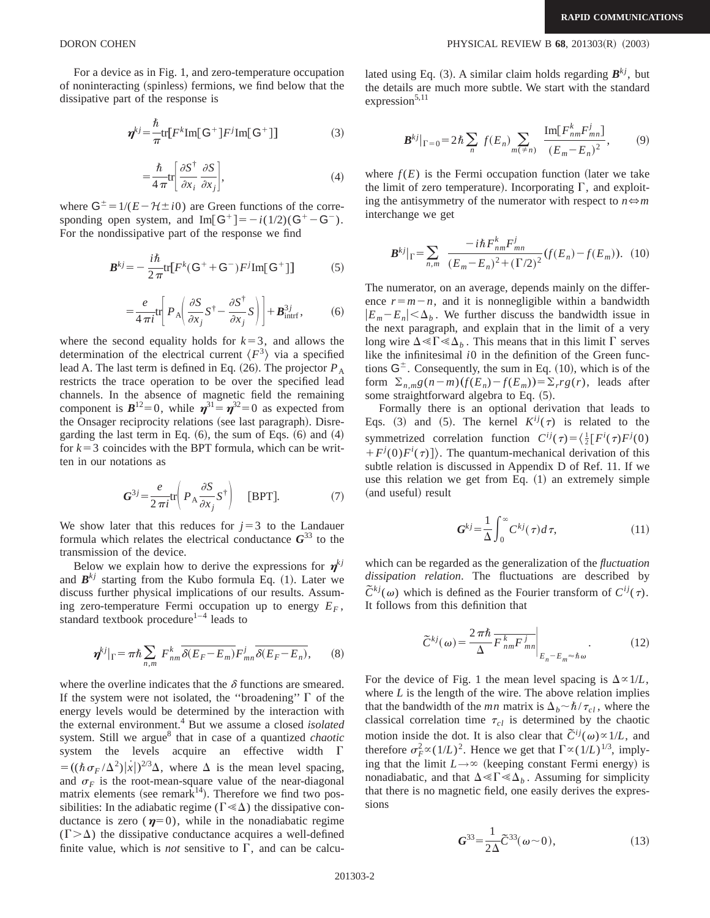For a device as in Fig. 1, and zero-temperature occupation of noninteracting (spinless) fermions, we find below that the dissipative part of the response is

$$\boldsymbol{\eta}^{kj}=\frac{\hbar}{\pi}\mathrm{tr}[F^{k}\mathrm{Im}[\mathsf{G}^{+}]F^{j}\mathrm{Im}[\mathsf{G}^{+}]] \tag{3}$$

$$=\frac{\hbar}{4\pi}\mathrm{tr}\left[\frac{\partial S^{\dagger}}{\partial x_{i}}\frac{\partial S}{\partial x_{j}}\right], \tag{4}$$

where $\mathsf{G}^{\pm}=1/(E-\mathcal{H}\pm i0)$ are Green functions of the corresponding open system, and $\mathrm{Im}[\mathsf{G}^{+}]=-i(1/2)(\mathsf{G}^{+}-\mathsf{G}^{-})$. For the nondissipative part of the response we find

$$\boldsymbol{B}^{kj}=-\frac{i\hbar}{2\pi}\mathrm{tr}[F^{k}(\mathsf{G}^{+}+\mathsf{G}^{-})F^{j}\mathrm{Im}[\mathsf{G}^{+}]] \tag{5}$$

$$=\frac{e}{4\pi i}\mathrm{tr}\left[P_{\mathrm{A}}\left(\frac{\partial S}{\partial x_{j}}S^{\dagger}-\frac{\partial S^{\dagger}}{\partial x_{j}}S\right)\right]+\boldsymbol{B}^{3j}_{\mathrm{intrf}}, \tag{6}$$

where the second equality holds for $k=3$, and allows the determination of the electrical current $\langle F^{3}\rangle$ via a specified lead A. The last term is defined in Eq. (26). The projector $P_{\mathrm{A}}$ restricts the trace operation to be over the specified lead channels. In the absence of magnetic field the remaining component is $\boldsymbol{B}^{12}=0$, while $\boldsymbol{\eta}^{31}=\boldsymbol{\eta}^{32}=0$ as expected from the Onsager reciprocity relations (see last paragraph). Disregarding the last term in Eq. (6), the sum of Eqs. (6) and (4) for $k=3$ coincides with the BPT formula, which can be written in our notations as

$$\boldsymbol{G}^{3j}=\frac{e}{2\pi i}\mathrm{tr}\left(P_{\mathrm{A}}\frac{\partial S}{\partial x_{j}}S^{\dagger}\right)\quad[\mathrm{BPT}]. \tag{7}$$

We show later that this reduces for $j=3$ to the Landauer formula which relates the electrical conductance $\boldsymbol{G}^{33}$ to the transmission of the device.

Below we explain how to derive the expressions for $\boldsymbol{\eta}^{kj}$ and $\boldsymbol{B}^{kj}$ starting from the Kubo formula Eq. (1). Later we discuss further physical implications of our results. Assuming zero-temperature Fermi occupation up to energy $E_{F}$, standard textbook procedure[1–4] leads to

$$\boldsymbol{\eta}^{kj}|_{\Gamma}=\pi\hbar\sum_{n,m}F^{k}_{nm}\overline{\delta(E_{F}-E_{m})}F^{j}_{mn}\overline{\delta(E_{F}-E_{n})}, \tag{8}$$

where the overline indicates that the $\delta$ functions are smeared. If the system were not isolated, the "broadening" $\Gamma$ of the energy levels would be determined by the interaction with the external environment.[4] But we assume a closed *isolated* system. Still we argue[8] that in case of a quantized *chaotic* system the levels acquire an effective width $\Gamma=((\hbar\sigma_{F}/\Delta^{2})|\dot{x}|)^{2/3}\Delta$, where $\Delta$ is the mean level spacing, and $\sigma_{F}$ is the root-mean-square value of the near-diagonal matrix elements (see remark[14]). Therefore we find two possibilities: In the adiabatic regime ($\Gamma\ll\Delta$) the dissipative conductance is zero ($\boldsymbol{\eta}=0$), while in the nonadiabatic regime ($\Gamma>\Delta$) the dissipative conductance acquires a well-defined finite value, which is *not* sensitive to $\Gamma$, and can be calculated using Eq. (3). A similar claim holds regarding $\boldsymbol{B}^{kj}$, but the details are much more subtle. We start with the standard expression[5,11]

$$\boldsymbol{B}^{kj}|_{\Gamma=0}=2\hbar\sum_{n}f(E_{n})\sum_{m(\neq n)}\frac{\mathrm{Im}[F^{k}_{nm}F^{j}_{mn}]}{(E_{m}-E_{n})^{2}}, \tag{9}$$

where $f(E)$ is the Fermi occupation function (later we take the limit of zero temperature). Incorporating $\Gamma$, and exploiting the antisymmetry of the numerator with respect to $n\Leftrightarrow m$ interchange we get

$$\boldsymbol{B}^{kj}|_{\Gamma}=\sum_{n,m}\frac{-i\hbar F^{k}_{nm}F^{j}_{mn}}{(E_{m}-E_{n})^{2}+(\Gamma/2)^{2}}(f(E_{n})-f(E_{m})). \tag{10}$$

The numerator, on an average, depends mainly on the difference $r=m-n$, and it is nonnegligible within a bandwidth $|E_{m}-E_{n}|<\Delta_{b}$. We further discuss the bandwidth issue in the next paragraph, and explain that in the limit of a very long wire $\Delta\ll\Gamma\ll\Delta_{b}$. This means that in this limit $\Gamma$ serves like the infinitesimal $i0$ in the definition of the Green functions $\mathsf{G}^{\pm}$. Consequently, the sum in Eq. (10), which is of the form $\Sigma_{n,m}g(n-m)(f(E_{n})-f(E_{m}))=\Sigma_{r}rg(r)$, leads after some straightforward algebra to Eq. (5).

Formally there is an optional derivation that leads to Eqs. (3) and (5). The kernel $K^{ij}(\tau)$ is related to the symmetrized correlation function $C^{ij}(\tau)=\langle\frac{1}{2}[F^{i}(\tau)F^{j}(0)+F^{j}(0)F^{i}(\tau)]\rangle$. The quantum-mechanical derivation of this subtle relation is discussed in Appendix D of Ref. 11. If we use this relation we get from Eq. (1) an extremely simple (and useful) result

$$\boldsymbol{G}^{kj}=\frac{1}{\Delta}\int_{0}^{\infty}C^{kj}(\tau)d\tau, \tag{11}$$

which can be regarded as the generalization of the *fluctuation dissipation relation*. The fluctuations are described by $\tilde{C}^{kj}(\omega)$ which is defined as the Fourier transform of $C^{ij}(\tau)$. It follows from this definition that

$$\tilde{C}^{kj}(\omega)=\frac{2\pi\hbar}{\Delta}\overline{F^{k}_{nm}F^{j}_{mn}}\Big|_{E_{n}-E_{m}\approx\hbar\omega}. \tag{12}$$

For the device of Fig. 1 the mean level spacing is $\Delta\propto1/L$, where $L$ is the length of the wire. The above relation implies that the bandwidth of the $mn$ matrix is $\Delta_{b}\sim\hbar/\tau_{cl}$, where the classical correlation time $\tau_{cl}$ is determined by the chaotic motion inside the dot. It is also clear that $\tilde{C}^{ij}(\omega)\propto1/L$, and therefore $\sigma_{F}^{2}\propto(1/L)^{2}$. Hence we get that $\Gamma\propto(1/L)^{1/3}$, implying that the limit $L\rightarrow\infty$ (keeping constant Fermi energy) is nonadiabatic, and that $\Delta\ll\Gamma\ll\Delta_{b}$. Assuming for simplicity that there is no magnetic field, one easily derives the expressions

$$\boldsymbol{G}^{33}=\frac{1}{2\Delta}\tilde{C}^{33}(\omega\sim0), \tag{13}$$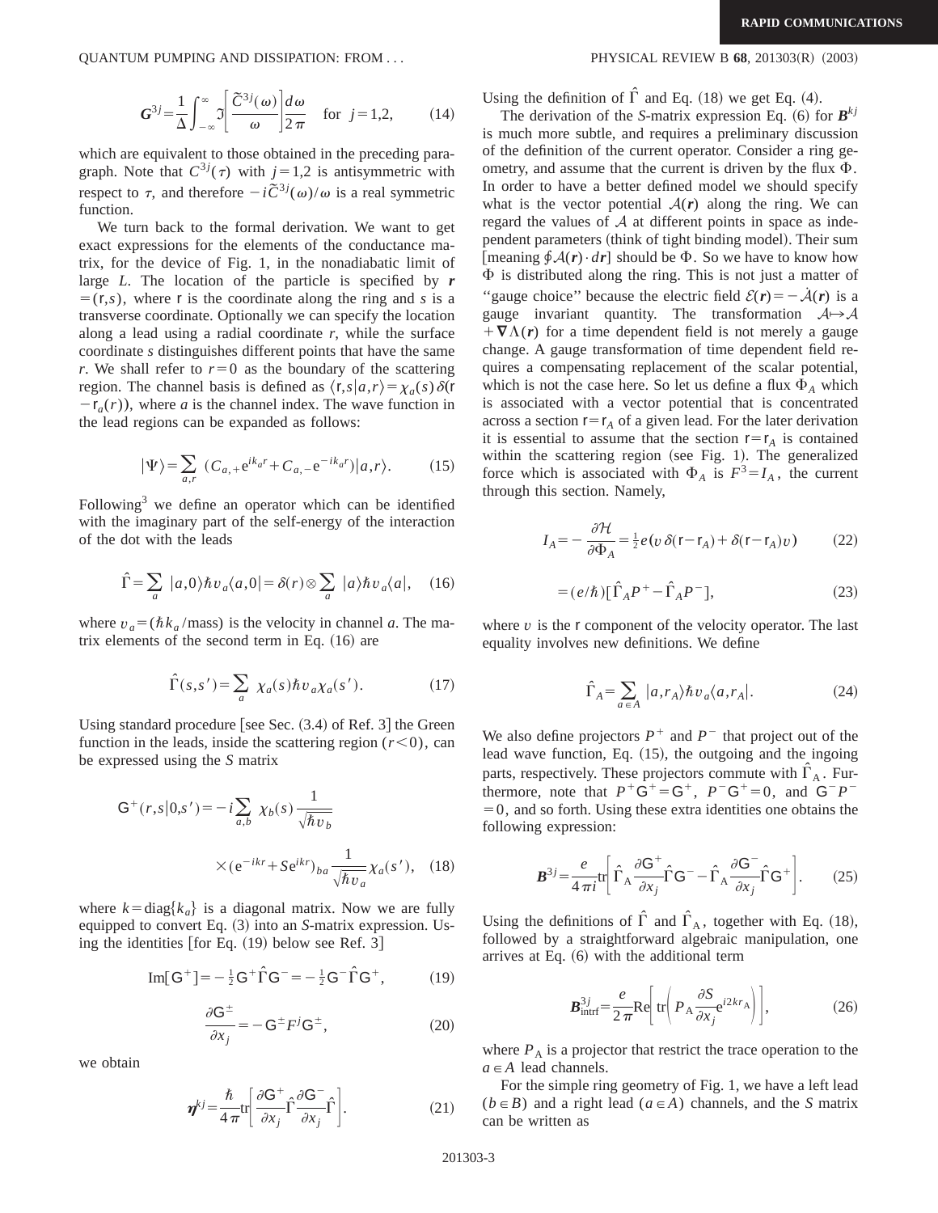$$\boldsymbol{G}^{3j}=\frac{1}{\Delta}\int_{-\infty}^{\infty}\Im\left[\frac{\tilde{C}^{3j}(\omega)}{\omega}\right]\frac{d\omega}{2\pi}\quad\text{for }\ j=1,2, \tag{14}$$

which are equivalent to those obtained in the preceding paragraph. Note that $C^{3j}(\tau)$ with $j=1,2$ is antisymmetric with respect to $\tau$, and therefore $-i\tilde{C}^{3j}(\omega)/\omega$ is a real symmetric function.

We turn back to the formal derivation. We want to get exact expressions for the elements of the conductance matrix, for the device of Fig. 1, in the nonadiabatic limit of large $L$. The location of the particle is specified by $\boldsymbol{r}=(\mathsf{r},s)$, where $\mathsf{r}$ is the coordinate along the ring and $s$ is a transverse coordinate. Optionally we can specify the location along a lead using a radial coordinate $r$, while the surface coordinate $s$ distinguishes different points that have the same $r$. We shall refer to $r=0$ as the boundary of the scattering region. The channel basis is defined as $\langle \mathsf{r},s|a,r\rangle=\chi_a(s)\,\delta(\mathsf{r}-\mathsf{r}_a(r))$, where $a$ is the channel index. The wave function in the lead regions can be expanded as follows:

$$|\Psi\rangle=\sum_{a,r}\ (C_{a,+}\mathrm{e}^{ik_ar}+C_{a,-}\mathrm{e}^{-ik_ar})|a,r\rangle. \tag{15}$$

Following[3] we define an operator which can be identified with the imaginary part of the self-energy of the interaction of the dot with the leads

$$\hat{\Gamma}=\sum_a\ |a,0\rangle\hbar v_a\langle a,0|=\delta(r)\otimes\sum_a\ |a\rangle\hbar v_a\langle a|, \tag{16}$$

where $v_a=(\hbar k_a/\text{mass})$ is the velocity in channel $a$. The matrix elements of the second term in Eq. (16) are

$$\hat{\Gamma}(s,s')=\sum_a\ \chi_a(s)\hbar v_a\chi_a(s'). \tag{17}$$

Using standard procedure [see Sec. (3.4) of Ref. 3] the Green function in the leads, inside the scattering region $(r<0)$, can be expressed using the $S$ matrix

$$\mathsf{G}^+(r,s|0,s')=-i\sum_{a,b}\ \chi_b(s)\frac{1}{\sqrt{\hbar v_b}}\times(\mathrm{e}^{-ikr}+S\mathrm{e}^{ikr})_{ba}\frac{1}{\sqrt{\hbar v_a}}\chi_a(s'), \tag{18}$$

where $k=\mathrm{diag}\{k_a\}$ is a diagonal matrix. Now we are fully equipped to convert Eq. (3) into an $S$-matrix expression. Using the identities [for Eq. (19) below see Ref. 3]

$$\mathrm{Im}[\mathsf{G}^+]=-\tfrac{1}{2}\mathsf{G}^+\hat{\Gamma}\mathsf{G}^-=-\tfrac{1}{2}\mathsf{G}^-\hat{\Gamma}\mathsf{G}^+, \tag{19}$$

$$\frac{\partial\mathsf{G}^{\pm}}{\partial x_j}=-\mathsf{G}^{\pm}F^j\mathsf{G}^{\pm}, \tag{20}$$

we obtain

$$\boldsymbol{\eta}^{kj}=\frac{\hbar}{4\pi}\mathrm{tr}\left[\frac{\partial\mathsf{G}^+}{\partial x_j}\hat{\Gamma}\frac{\partial\mathsf{G}^-}{\partial x_j}\hat{\Gamma}\right]. \tag{21}$$

Using the definition of $\hat{\Gamma}$ and Eq. (18) we get Eq. (4).

The derivation of the $S$-matrix expression Eq. (6) for $\boldsymbol{B}^{kj}$ is much more subtle, and requires a preliminary discussion of the definition of the current operator. Consider a ring geometry, and assume that the current is driven by the flux $\Phi$. In order to have a better defined model we should specify what is the vector potential $\mathcal{A}(\boldsymbol{r})$ along the ring. We can regard the values of $\mathcal{A}$ at different points in space as independent parameters (think of tight binding model). Their sum [meaning $\oint\mathcal{A}(\boldsymbol{r})\cdot d\boldsymbol{r}$] should be $\Phi$. So we have to know how $\Phi$ is distributed along the ring. This is not just a matter of "gauge choice" because the electric field $\mathcal{E}(\boldsymbol{r})=-\dot{\mathcal{A}}(\boldsymbol{r})$ is a gauge invariant quantity. The transformation $\mathcal{A}\mapsto\mathcal{A}+\boldsymbol{\nabla}\Lambda(\boldsymbol{r})$ for a time dependent field is not merely a gauge change. A gauge transformation of time dependent field requires a compensating replacement of the scalar potential, which is not the case here. So let us define a flux $\Phi_A$ which is associated with a vector potential that is concentrated across a section $\mathsf{r}=\mathsf{r}_A$ of a given lead. For the later derivation it is essential to assume that the section $\mathsf{r}=\mathsf{r}_A$ is contained within the scattering region (see Fig. 1). The generalized force which is associated with $\Phi_A$ is $F^3=I_A$, the current through this section. Namely,

$$I_A=-\frac{\partial\mathcal{H}}{\partial\Phi_A}=\tfrac{1}{2}e(v\,\delta(\mathsf{r}-\mathsf{r}_A)+\delta(\mathsf{r}-\mathsf{r}_A)v) \tag{22}$$

$$=(e/\hbar)[\hat{\Gamma}_AP^+-\hat{\Gamma}_AP^-], \tag{23}$$

where $v$ is the $\mathsf{r}$ component of the velocity operator. The last equality involves new definitions. We define

$$\hat{\Gamma}_A=\sum_{a\in A}\ |a,r_A\rangle\hbar v_a\langle a,r_A|. \tag{24}$$

We also define projectors $P^+$ and $P^-$ that project out of the lead wave function, Eq. (15), the outgoing and the ingoing parts, respectively. These projectors commute with $\hat{\Gamma}_{\mathrm{A}}$. Furthermore, note that $P^+\mathsf{G}^+=\mathsf{G}^+$, $P^-\mathsf{G}^+=0$, and $\mathsf{G}^-P^-=0$, and so forth. Using these extra identities one obtains the following expression:

$$\boldsymbol{B}^{3j}=\frac{e}{4\pi i}\mathrm{tr}\left[\hat{\Gamma}_{\mathrm{A}}\frac{\partial\mathsf{G}^+}{\partial x_j}\hat{\Gamma}\mathsf{G}^- -\hat{\Gamma}_{\mathrm{A}}\frac{\partial\mathsf{G}^-}{\partial x_j}\hat{\Gamma}\mathsf{G}^+\right]. \tag{25}$$

Using the definitions of $\hat{\Gamma}$ and $\hat{\Gamma}_{\mathrm{A}}$, together with Eq. (18), followed by a straightforward algebraic manipulation, one arrives at Eq. (6) with the additional term

$$\boldsymbol{B}^{3j}_{\mathrm{intrf}}=\frac{e}{2\pi}\mathrm{Re}\left[\mathrm{tr}\left(P_{\mathrm{A}}\frac{\partial S}{\partial x_j}\mathrm{e}^{i2kr_{\mathrm{A}}}\right)\right], \tag{26}$$

where $P_{\mathrm{A}}$ is a projector that restrict the trace operation to the $a\in A$ lead channels.

For the simple ring geometry of Fig. 1, we have a left lead $(b\in B)$ and a right lead $(a\in A)$ channels, and the $S$ matrix can be written as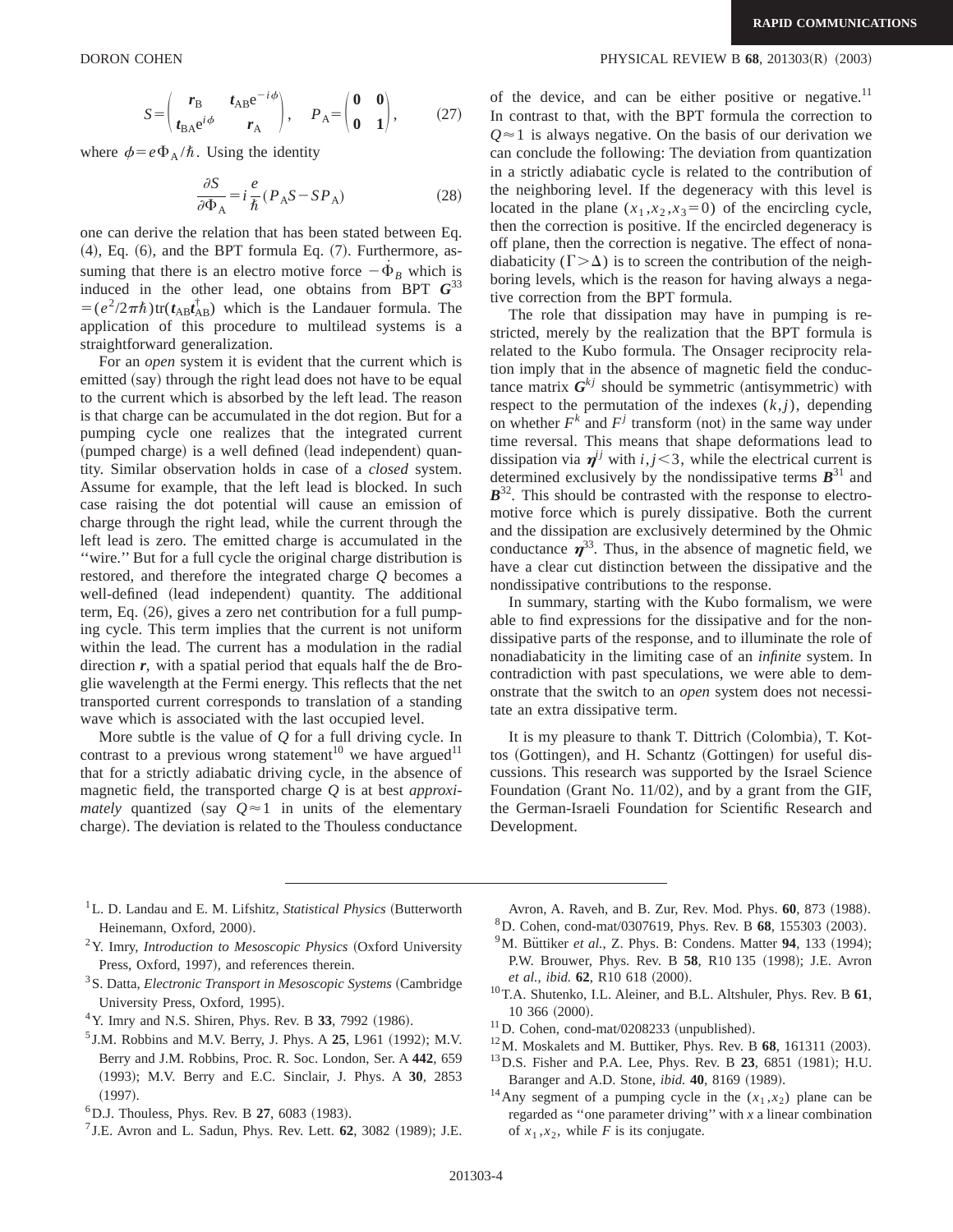$$S=\begin{pmatrix} \boldsymbol{r}_{\mathrm{B}} & \boldsymbol{t}_{\mathrm{AB}}e^{-i\phi} \\ \boldsymbol{t}_{\mathrm{BA}}e^{i\phi} & \boldsymbol{r}_{\mathrm{A}} \end{pmatrix}, \quad P_{\mathrm{A}}=\begin{pmatrix} \mathbf{0} & \mathbf{0} \\ \mathbf{0} & \mathbf{1} \end{pmatrix}, \tag{27}$$

where $\phi = e\Phi_{\mathrm{A}}/\hbar$. Using the identity

$$\frac{\partial S}{\partial \Phi_{\mathrm{A}}} = i\frac{e}{\hbar}(P_{\mathrm{A}}S - SP_{\mathrm{A}}) \tag{28}$$

one can derive the relation that has been stated between Eq. (4), Eq. (6), and the BPT formula Eq. (7). Furthermore, assuming that there is an electro motive force $-\dot{\Phi}_B$ which is induced in the other lead, one obtains from BPT $\boldsymbol{G}^{33} = (e^2/2\pi\hbar)\mathrm{tr}(\boldsymbol{t}_{\mathrm{AB}}\boldsymbol{t}_{\mathrm{AB}}^{\dagger})$ which is the Landauer formula. The application of this procedure to multilead systems is a straightforward generalization.

For an *open* system it is evident that the current which is emitted (say) through the right lead does not have to be equal to the current which is absorbed by the left lead. The reason is that charge can be accumulated in the dot region. But for a pumping cycle one realizes that the integrated current (pumped charge) is a well defined (lead independent) quantity. Similar observation holds in case of a *closed* system. Assume for example, that the left lead is blocked. In such case raising the dot potential will cause an emission of charge through the right lead, while the current through the left lead is zero. The emitted charge is accumulated in the "wire." But for a full cycle the original charge distribution is restored, and therefore the integrated charge $Q$ becomes a well-defined (lead independent) quantity. The additional term, Eq. (26), gives a zero net contribution for a full pumping cycle. This term implies that the current is not uniform within the lead. The current has a modulation in the radial direction $\boldsymbol{r}$, with a spatial period that equals half the de Broglie wavelength at the Fermi energy. This reflects that the net transported current corresponds to translation of a standing wave which is associated with the last occupied level.

More subtle is the value of $Q$ for a full driving cycle. In contrast to a previous wrong statement[10] we have argued[11] that for a strictly adiabatic driving cycle, in the absence of magnetic field, the transported charge $Q$ is at best *approximately* quantized (say $Q\approx 1$ in units of the elementary charge). The deviation is related to the Thouless conductance of the device, and can be either positive or negative.[11] In contrast to that, with the BPT formula the correction to $Q\approx 1$ is always negative. On the basis of our derivation we can conclude the following: The deviation from quantization in a strictly adiabatic cycle is related to the contribution of the neighboring level. If the degeneracy with this level is located in the plane $(x_1, x_2, x_3=0)$ of the encircling cycle, then the correction is positive. If the encircled degeneracy is off plane, then the correction is negative. The effect of nonadiabaticity ($\Gamma > \Delta$) is to screen the contribution of the neighboring levels, which is the reason for having always a negative correction from the BPT formula.

The role that dissipation may have in pumping is restricted, merely by the realization that the BPT formula is related to the Kubo formula. The Onsager reciprocity relation imply that in the absence of magnetic field the conductance matrix $\boldsymbol{G}^{kj}$ should be symmetric (antisymmetric) with respect to the permutation of the indexes $(k,j)$, depending on whether $F^k$ and $F^j$ transform (not) in the same way under time reversal. This means that shape deformations lead to dissipation via $\boldsymbol{\eta}^{ij}$ with $i,j<3$, while the electrical current is determined exclusively by the nondissipative terms $\boldsymbol{B}^{31}$ and $\boldsymbol{B}^{32}$. This should be contrasted with the response to electromotive force which is purely dissipative. Both the current and the dissipation are exclusively determined by the Ohmic conductance $\boldsymbol{\eta}^{33}$. Thus, in the absence of magnetic field, we have a clear cut distinction between the dissipative and the nondissipative contributions to the response.

In summary, starting with the Kubo formalism, we were able to find expressions for the dissipative and for the nondissipative parts of the response, and to illuminate the role of nonadiabaticity in the limiting case of an *infinite* system. In contradiction with past speculations, we were able to demonstrate that the switch to an *open* system does not necessitate an extra dissipative term.

It is my pleasure to thank T. Dittrich (Colombia), T. Kottos (Gottingen), and H. Schantz (Gottingen) for useful discussions. This research was supported by the Israel Science Foundation (Grant No. 11/02), and by a grant from the GIF, the German-Israeli Foundation for Scientific Research and Development.

---

[1] L. D. Landau and E. M. Lifshitz, *Statistical Physics* (Butterworth Heinemann, Oxford, 2000).

[2] Y. Imry, *Introduction to Mesoscopic Physics* (Oxford University Press, Oxford, 1997), and references therein.

[3] S. Datta, *Electronic Transport in Mesoscopic Systems* (Cambridge University Press, Oxford, 1995).

[4] Y. Imry and N.S. Shiren, Phys. Rev. B **33**, 7992 (1986).

[5] J.M. Robbins and M.V. Berry, J. Phys. A **25**, L961 (1992); M.V. Berry and J.M. Robbins, Proc. R. Soc. London, Ser. A **442**, 659 (1993); M.V. Berry and E.C. Sinclair, J. Phys. A **30**, 2853 (1997).

[6] D.J. Thouless, Phys. Rev. B **27**, 6083 (1983).

[7] J.E. Avron and L. Sadun, Phys. Rev. Lett. **62**, 3082 (1989); J.E. Avron, A. Raveh, and B. Zur, Rev. Mod. Phys. **60**, 873 (1988).

[8] D. Cohen, cond-mat/0307619, Phys. Rev. B **68**, 155303 (2003).

[9] M. Büttiker *et al.*, Z. Phys. B: Condens. Matter **94**, 133 (1994); P.W. Brouwer, Phys. Rev. B **58**, R10 135 (1998); J.E. Avron *et al.*, *ibid.* **62**, R10 618 (2000).

[10] T.A. Shutenko, I.L. Aleiner, and B.L. Altshuler, Phys. Rev. B **61**, 10 366 (2000).

[11] D. Cohen, cond-mat/0208233 (unpublished).

[12] M. Moskalets and M. Buttiker, Phys. Rev. B **68**, 161311 (2003).

[13] D.S. Fisher and P.A. Lee, Phys. Rev. B **23**, 6851 (1981); H.U. Baranger and A.D. Stone, *ibid.* **40**, 8169 (1989).

[14] Any segment of a pumping cycle in the $(x_1,x_2)$ plane can be regarded as "one parameter driving" with $x$ a linear combination of $x_1,x_2$, while $F$ is its conjugate.